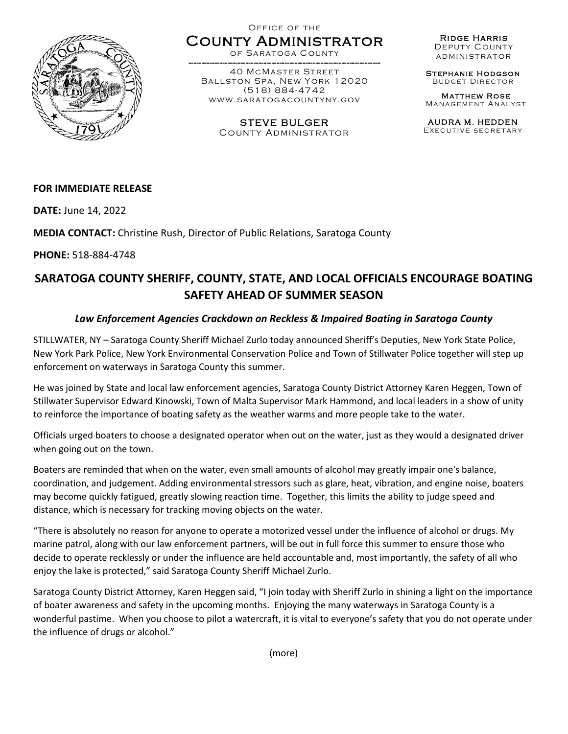Office of the
**County Administrator**
of Saratoga County

40 McMaster Street
Ballston Spa, New York 12020
(518) 884-4742
www.saratogacountyny.gov

**STEVE BULGER**
County Administrator

**Ridge Harris**
Deputy County Administrator

**Stephanie Hodgson**
Budget Director

**Matthew Rose**
Management Analyst

**AUDRA M. HEDDEN**
Executive secretary

**FOR IMMEDIATE RELEASE**

**DATE:** June 14, 2022

**MEDIA CONTACT:** Christine Rush, Director of Public Relations, Saratoga County

**PHONE:** 518-884-4748

# SARATOGA COUNTY SHERIFF, COUNTY, STATE, AND LOCAL OFFICIALS ENCOURAGE BOATING SAFETY AHEAD OF SUMMER SEASON

***Law Enforcement Agencies Crackdown on Reckless & Impaired Boating in Saratoga County***

STILLWATER, NY – Saratoga County Sheriff Michael Zurlo today announced Sheriff's Deputies, New York State Police, New York Park Police, New York Environmental Conservation Police and Town of Stillwater Police together will step up enforcement on waterways in Saratoga County this summer.

He was joined by State and local law enforcement agencies, Saratoga County District Attorney Karen Heggen, Town of Stillwater Supervisor Edward Kinowski, Town of Malta Supervisor Mark Hammond, and local leaders in a show of unity to reinforce the importance of boating safety as the weather warms and more people take to the water.

Officials urged boaters to choose a designated operator when out on the water, just as they would a designated driver when going out on the town.

Boaters are reminded that when on the water, even small amounts of alcohol may greatly impair one's balance, coordination, and judgement. Adding environmental stressors such as glare, heat, vibration, and engine noise, boaters may become quickly fatigued, greatly slowing reaction time. Together, this limits the ability to judge speed and distance, which is necessary for tracking moving objects on the water.

"There is absolutely no reason for anyone to operate a motorized vessel under the influence of alcohol or drugs. My marine patrol, along with our law enforcement partners, will be out in full force this summer to ensure those who decide to operate recklessly or under the influence are held accountable and, most importantly, the safety of all who enjoy the lake is protected," said Saratoga County Sheriff Michael Zurlo.

Saratoga County District Attorney, Karen Heggen said, "I join today with Sheriff Zurlo in shining a light on the importance of boater awareness and safety in the upcoming months. Enjoying the many waterways in Saratoga County is a wonderful pastime. When you choose to pilot a watercraft, it is vital to everyone's safety that you do not operate under the influence of drugs or alcohol."

(more)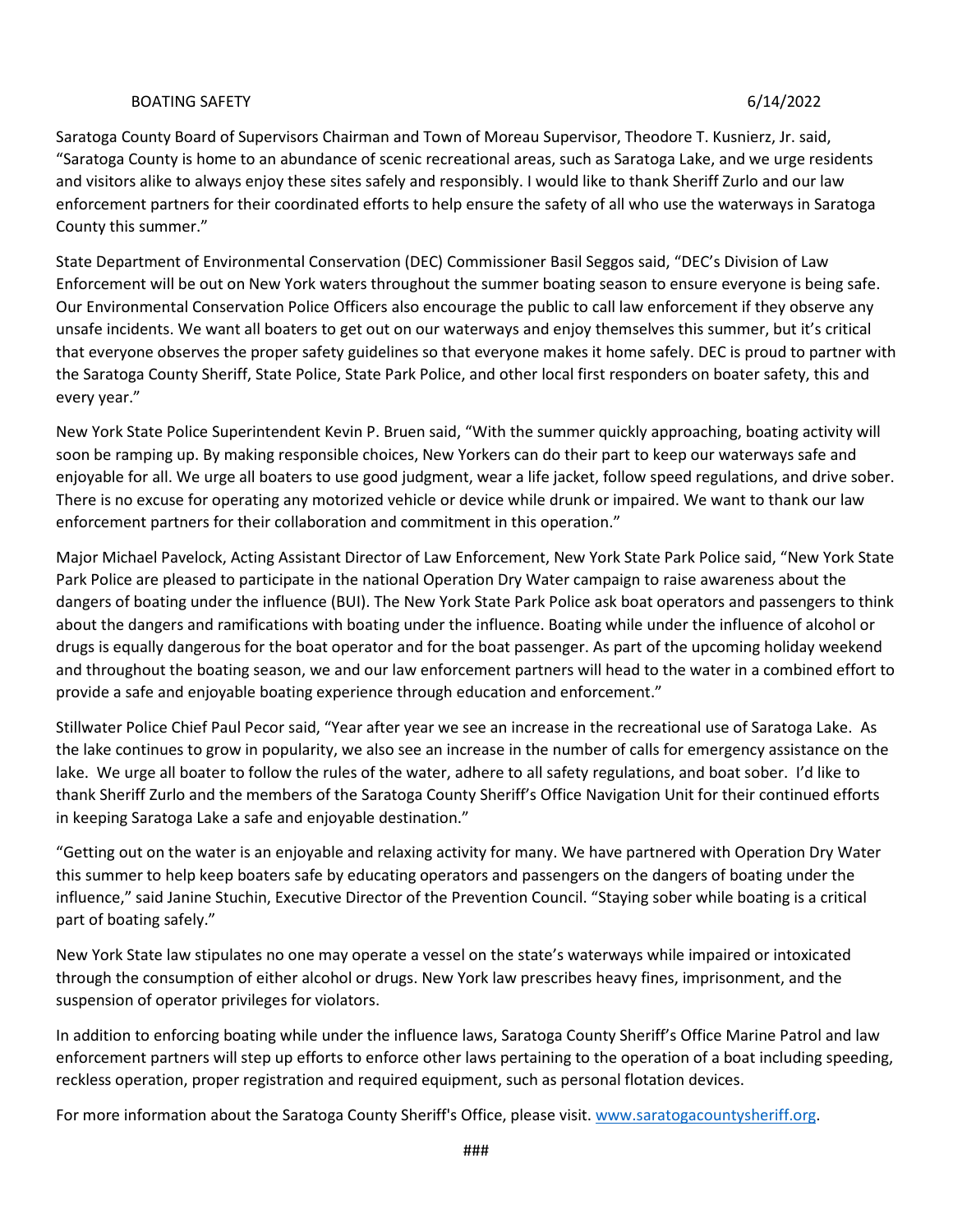BOATING SAFETY 6/14/2022

Saratoga County Board of Supervisors Chairman and Town of Moreau Supervisor, Theodore T. Kusnierz, Jr. said, "Saratoga County is home to an abundance of scenic recreational areas, such as Saratoga Lake, and we urge residents and visitors alike to always enjoy these sites safely and responsibly. I would like to thank Sheriff Zurlo and our law enforcement partners for their coordinated efforts to help ensure the safety of all who use the waterways in Saratoga County this summer."

State Department of Environmental Conservation (DEC) Commissioner Basil Seggos said, "DEC's Division of Law Enforcement will be out on New York waters throughout the summer boating season to ensure everyone is being safe. Our Environmental Conservation Police Officers also encourage the public to call law enforcement if they observe any unsafe incidents. We want all boaters to get out on our waterways and enjoy themselves this summer, but it's critical that everyone observes the proper safety guidelines so that everyone makes it home safely. DEC is proud to partner with the Saratoga County Sheriff, State Police, State Park Police, and other local first responders on boater safety, this and every year."

New York State Police Superintendent Kevin P. Bruen said, "With the summer quickly approaching, boating activity will soon be ramping up. By making responsible choices, New Yorkers can do their part to keep our waterways safe and enjoyable for all. We urge all boaters to use good judgment, wear a life jacket, follow speed regulations, and drive sober. There is no excuse for operating any motorized vehicle or device while drunk or impaired. We want to thank our law enforcement partners for their collaboration and commitment in this operation."

Major Michael Pavelock, Acting Assistant Director of Law Enforcement, New York State Park Police said, "New York State Park Police are pleased to participate in the national Operation Dry Water campaign to raise awareness about the dangers of boating under the influence (BUI). The New York State Park Police ask boat operators and passengers to think about the dangers and ramifications with boating under the influence. Boating while under the influence of alcohol or drugs is equally dangerous for the boat operator and for the boat passenger. As part of the upcoming holiday weekend and throughout the boating season, we and our law enforcement partners will head to the water in a combined effort to provide a safe and enjoyable boating experience through education and enforcement."

Stillwater Police Chief Paul Pecor said, "Year after year we see an increase in the recreational use of Saratoga Lake. As the lake continues to grow in popularity, we also see an increase in the number of calls for emergency assistance on the lake. We urge all boater to follow the rules of the water, adhere to all safety regulations, and boat sober. I'd like to thank Sheriff Zurlo and the members of the Saratoga County Sheriff's Office Navigation Unit for their continued efforts in keeping Saratoga Lake a safe and enjoyable destination."

"Getting out on the water is an enjoyable and relaxing activity for many. We have partnered with Operation Dry Water this summer to help keep boaters safe by educating operators and passengers on the dangers of boating under the influence," said Janine Stuchin, Executive Director of the Prevention Council. "Staying sober while boating is a critical part of boating safely."

New York State law stipulates no one may operate a vessel on the state's waterways while impaired or intoxicated through the consumption of either alcohol or drugs. New York law prescribes heavy fines, imprisonment, and the suspension of operator privileges for violators.

In addition to enforcing boating while under the influence laws, Saratoga County Sheriff's Office Marine Patrol and law enforcement partners will step up efforts to enforce other laws pertaining to the operation of a boat including speeding, reckless operation, proper registration and required equipment, such as personal flotation devices.

For more information about the Saratoga County Sheriff's Office, please visit. www.saratogacountysheriff.org.

###